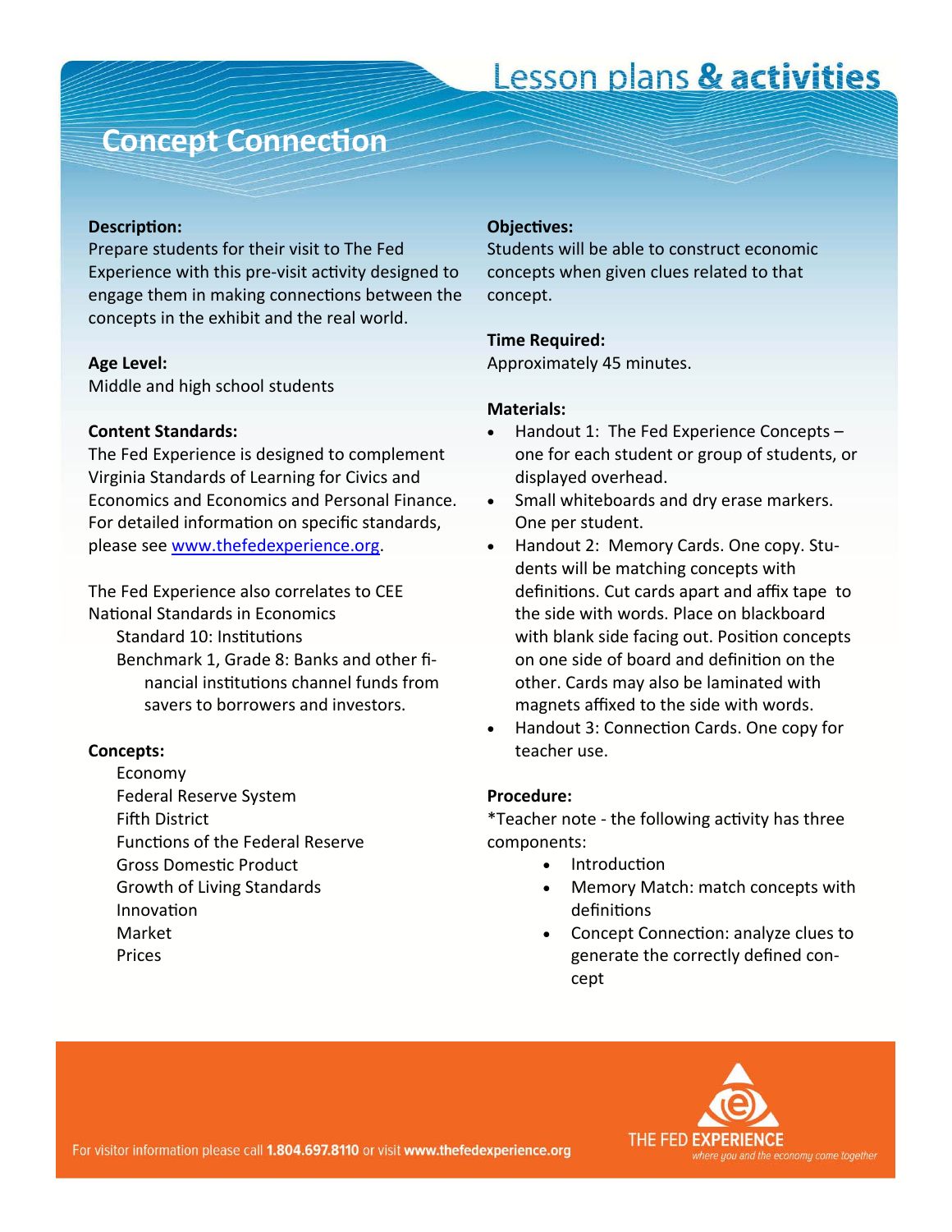# Lesson plans & activities

## Concept Connection

**Description:**
Prepare students for their visit to The Fed Experience with this pre-visit activity designed to engage them in making connections between the concepts in the exhibit and the real world.

**Age Level:**
Middle and high school students

**Content Standards:**
The Fed Experience is designed to complement Virginia Standards of Learning for Civics and Economics and Economics and Personal Finance. For detailed information on specific standards, please see [www.thefedexperience.org](http://www.thefedexperience.org).

The Fed Experience also correlates to CEE National Standards in Economics

Standard 10: Institutions

Benchmark 1, Grade 8: Banks and other financial institutions channel funds from savers to borrowers and investors.

**Concepts:**

Economy
Federal Reserve System
Fifth District
Functions of the Federal Reserve
Gross Domestic Product
Growth of Living Standards
Innovation
Market
Prices

**Objectives:**
Students will be able to construct economic concepts when given clues related to that concept.

**Time Required:**
Approximately 45 minutes.

**Materials:**

- Handout 1: The Fed Experience Concepts – one for each student or group of students, or displayed overhead.
- Small whiteboards and dry erase markers. One per student.
- Handout 2: Memory Cards. One copy. Students will be matching concepts with definitions. Cut cards apart and affix tape to the side with words. Place on blackboard with blank side facing out. Position concepts on one side of board and definition on the other. Cards may also be laminated with magnets affixed to the side with words.
- Handout 3: Connection Cards. One copy for teacher use.

**Procedure:**
*Teacher note - the following activity has three components:

- Introduction
- Memory Match: match concepts with definitions
- Concept Connection: analyze clues to generate the correctly defined concept

For visitor information please call **1.804.697.8110** or visit **www.thefedexperience.org**

THE FED EXPERIENCE
*where you and the economy come together*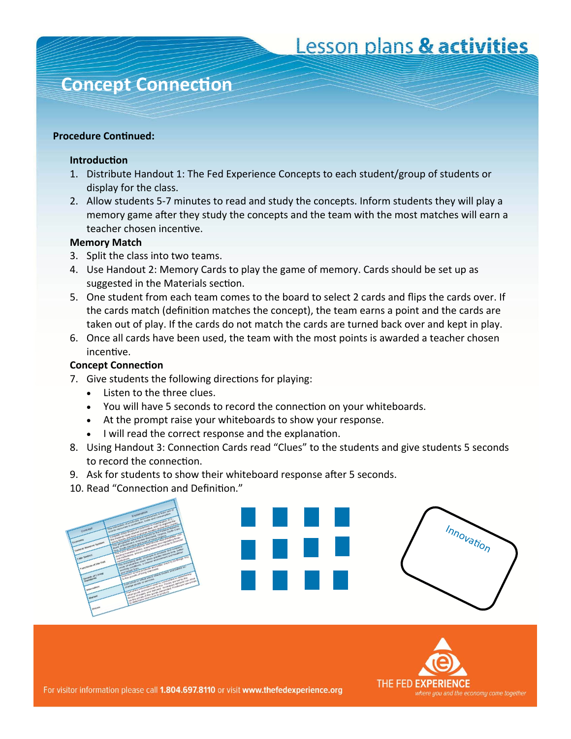# Concept Connection

**Procedure Continued:**

**Introduction**

1. Distribute Handout 1: The Fed Experience Concepts to each student/group of students or display for the class.
2. Allow students 5-7 minutes to read and study the concepts. Inform students they will play a memory game after they study the concepts and the team with the most matches will earn a teacher chosen incentive.

**Memory Match**

3. Split the class into two teams.
4. Use Handout 2: Memory Cards to play the game of memory. Cards should be set up as suggested in the Materials section.
5. One student from each team comes to the board to select 2 cards and flips the cards over. If the cards match (definition matches the concept), the team earns a point and the cards are taken out of play. If the cards do not match the cards are turned back over and kept in play.
6. Once all cards have been used, the team with the most points is awarded a teacher chosen incentive.

**Concept Connection**

7. Give students the following directions for playing:
   - Listen to the three clues.
   - You will have 5 seconds to record the connection on your whiteboards.
   - At the prompt raise your whiteboards to show your response.
   - I will read the correct response and the explanation.
8. Using Handout 3: Connection Cards read "Clues" to the students and give students 5 seconds to record the connection.
9. Ask for students to show their whiteboard response after 5 seconds.
10. Read "Connection and Definition."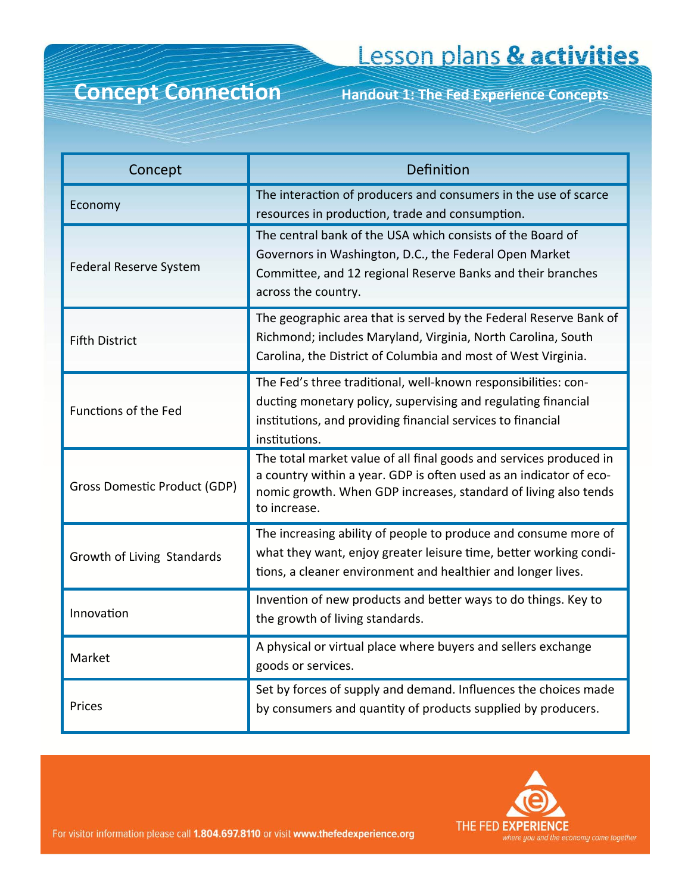Lesson plans & activities

# Concept Connection

## Handout 1: The Fed Experience Concepts

| Concept | Definition |
|---|---|
| Economy | The interaction of producers and consumers in the use of scarce resources in production, trade and consumption. |
| Federal Reserve System | The central bank of the USA which consists of the Board of Governors in Washington, D.C., the Federal Open Market Committee, and 12 regional Reserve Banks and their branches across the country. |
| Fifth District | The geographic area that is served by the Federal Reserve Bank of Richmond; includes Maryland, Virginia, North Carolina, South Carolina, the District of Columbia and most of West Virginia. |
| Functions of the Fed | The Fed's three traditional, well-known responsibilities: conducting monetary policy, supervising and regulating financial institutions, and providing financial services to financial institutions. |
| Gross Domestic Product (GDP) | The total market value of all final goods and services produced in a country within a year. GDP is often used as an indicator of economic growth. When GDP increases, standard of living also tends to increase. |
| Growth of Living Standards | The increasing ability of people to produce and consume more of what they want, enjoy greater leisure time, better working conditions, a cleaner environment and healthier and longer lives. |
| Innovation | Invention of new products and better ways to do things. Key to the growth of living standards. |
| Market | A physical or virtual place where buyers and sellers exchange goods or services. |
| Prices | Set by forces of supply and demand. Influences the choices made by consumers and quantity of products supplied by producers. |

For visitor information please call **1.804.697.8110** or visit **www.thefedexperience.org**

THE FED **EXPERIENCE**
*where you and the economy come together*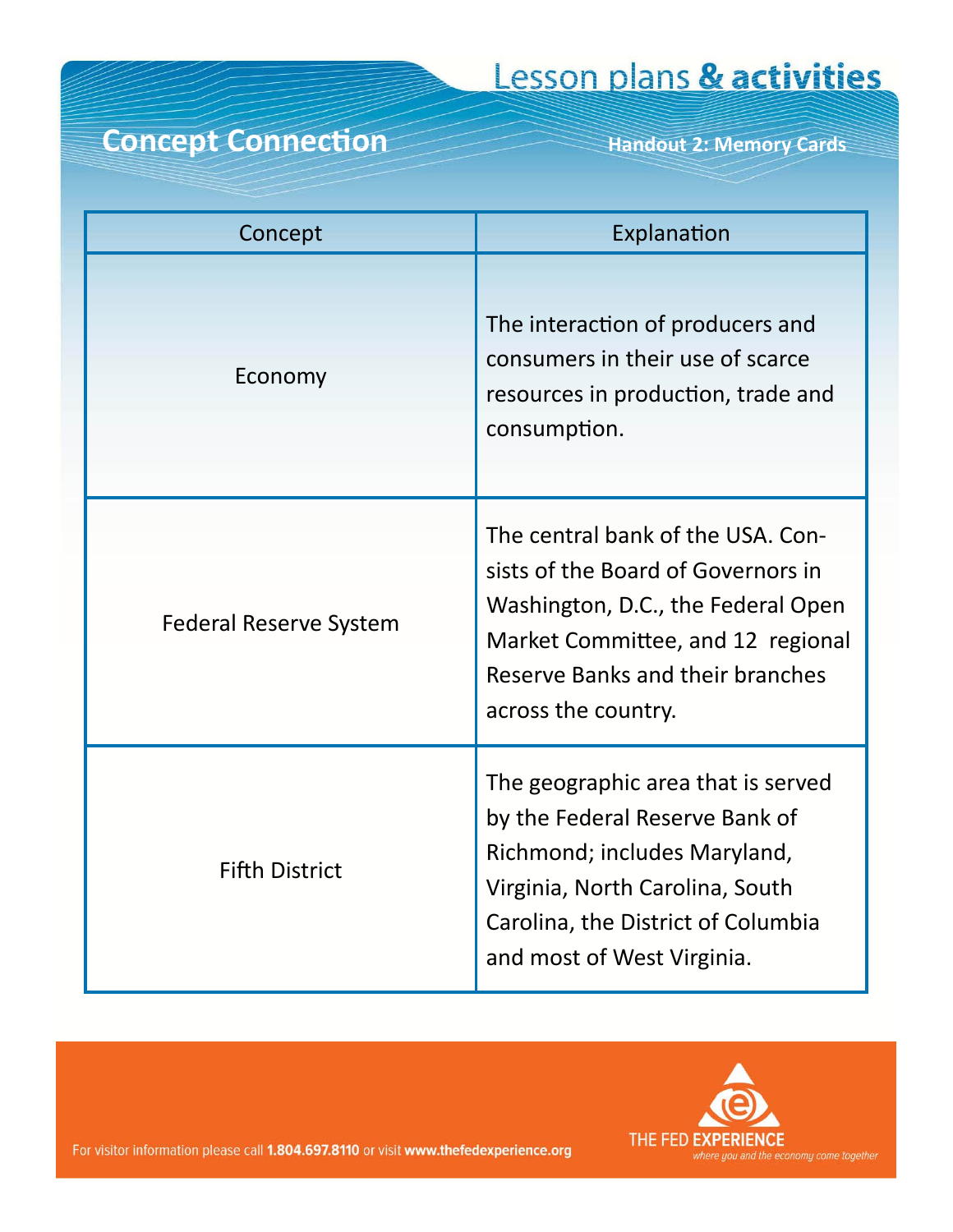# Lesson plans & activities

## Concept Connection

### Handout 2: Memory Cards

| Concept | Explanation |
| --- | --- |
| Economy | The interaction of producers and consumers in their use of scarce resources in production, trade and consumption. |
| Federal Reserve System | The central bank of the USA. Consists of the Board of Governors in Washington, D.C., the Federal Open Market Committee, and 12 regional Reserve Banks and their branches across the country. |
| Fifth District | The geographic area that is served by the Federal Reserve Bank of Richmond; includes Maryland, Virginia, North Carolina, South Carolina, the District of Columbia and most of West Virginia. |

For visitor information please call **1.804.697.8110** or visit **www.thefedexperience.org**

THE FED **EXPERIENCE**

*where you and the economy come together*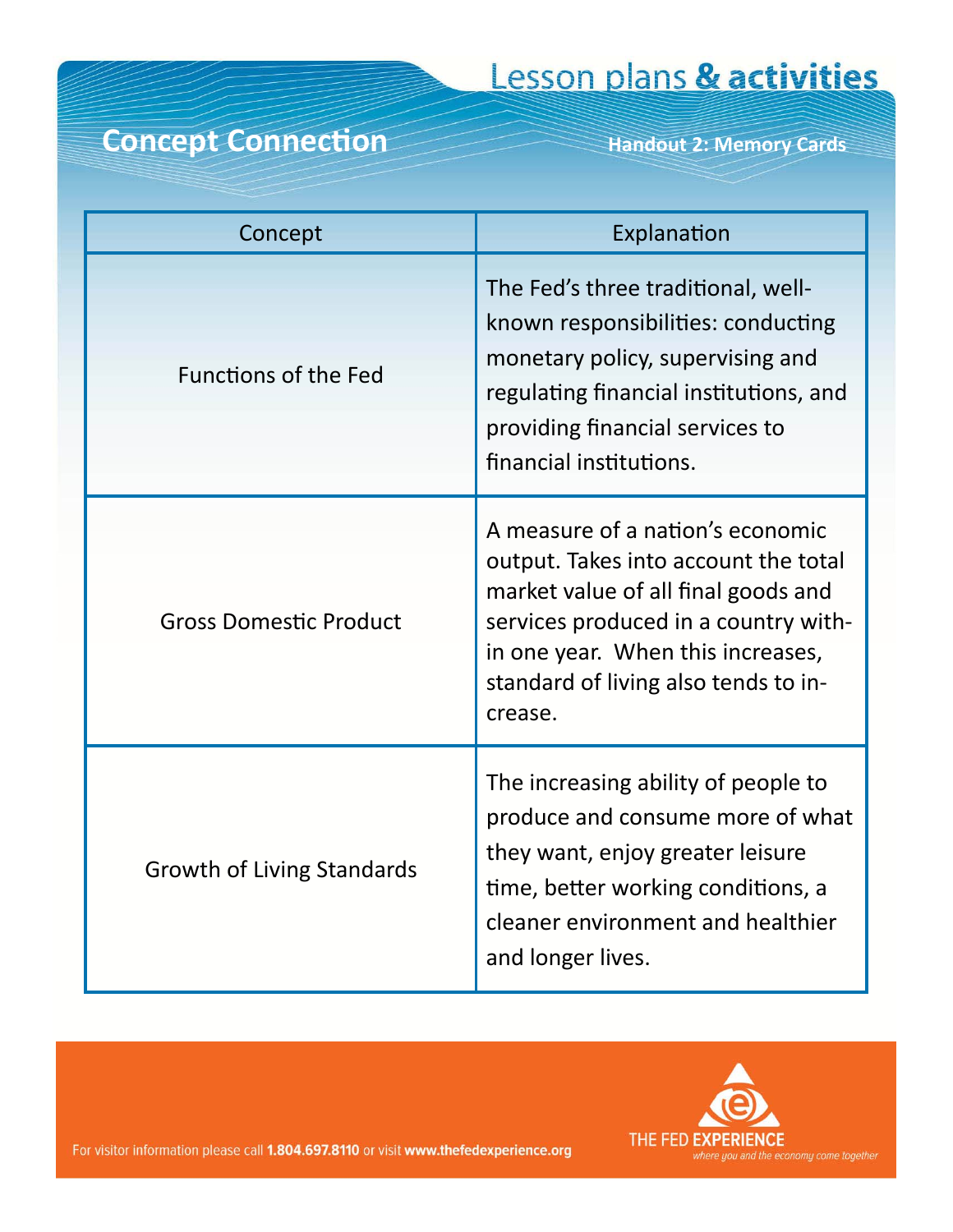# Concept Connection

## Lesson plans & activities

### Handout 2: Memory Cards

| Concept | Explanation |
| --- | --- |
| Functions of the Fed | The Fed's three traditional, well-known responsibilities: conducting monetary policy, supervising and regulating financial institutions, and providing financial services to financial institutions. |
| Gross Domestic Product | A measure of a nation's economic output. Takes into account the total market value of all final goods and services produced in a country within one year. When this increases, standard of living also tends to increase. |
| Growth of Living Standards | The increasing ability of people to produce and consume more of what they want, enjoy greater leisure time, better working conditions, a cleaner environment and healthier and longer lives. |

For visitor information please call **1.804.697.8110** or visit **www.thefedexperience.org**

THE FED **EXPERIENCE**
*where you and the economy come together*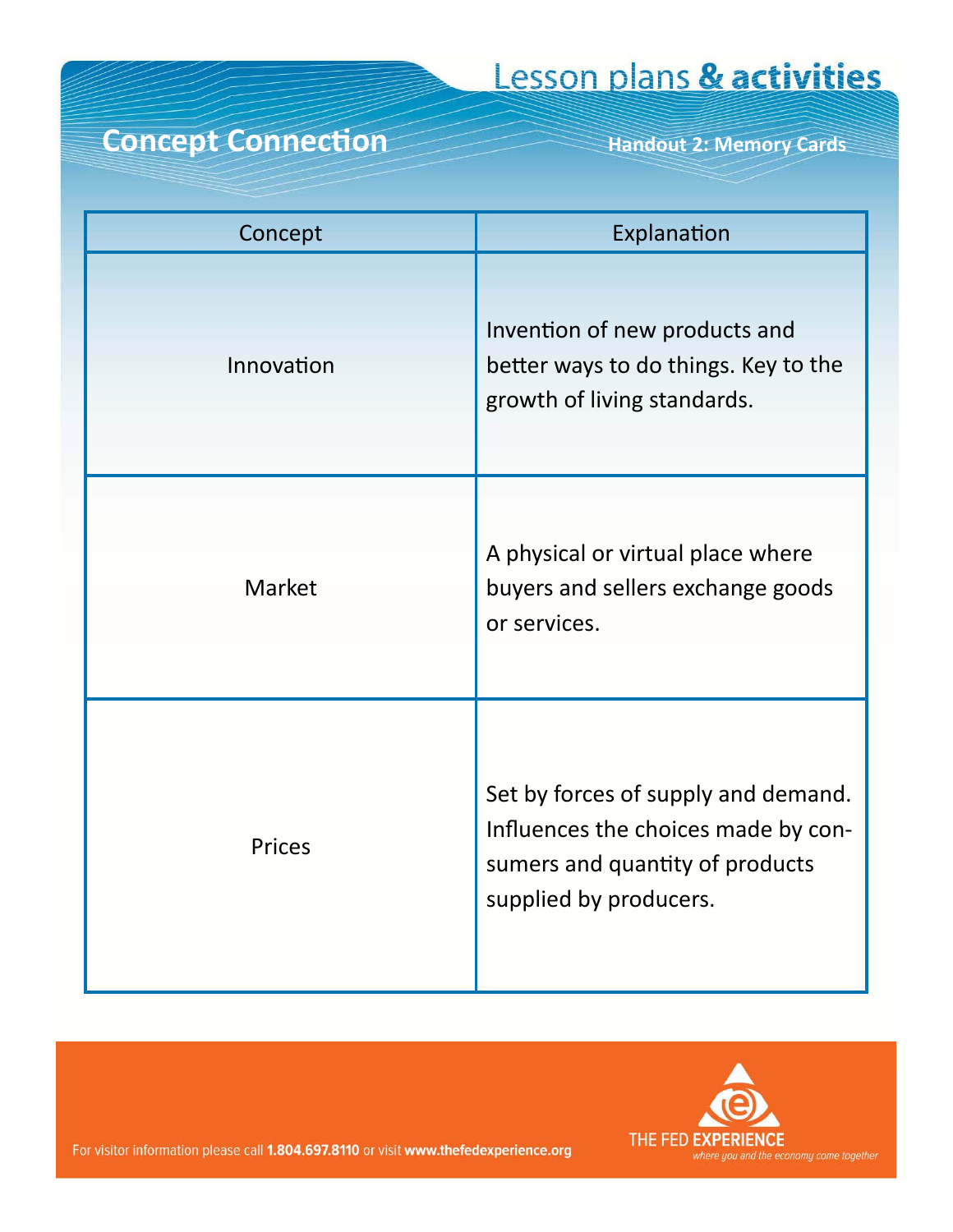# Lesson plans & activities

## Concept Connection

**Handout 2: Memory Cards**

| Concept | Explanation |
|---|---|
| Innovation | Invention of new products and better ways to do things. Key to the growth of living standards. |
| Market | A physical or virtual place where buyers and sellers exchange goods or services. |
| Prices | Set by forces of supply and demand. Influences the choices made by consumers and quantity of products supplied by producers. |

For visitor information please call **1.804.697.8110** or visit **www.thefedexperience.org**

THE FED **EXPERIENCE**
*where you and the economy come together*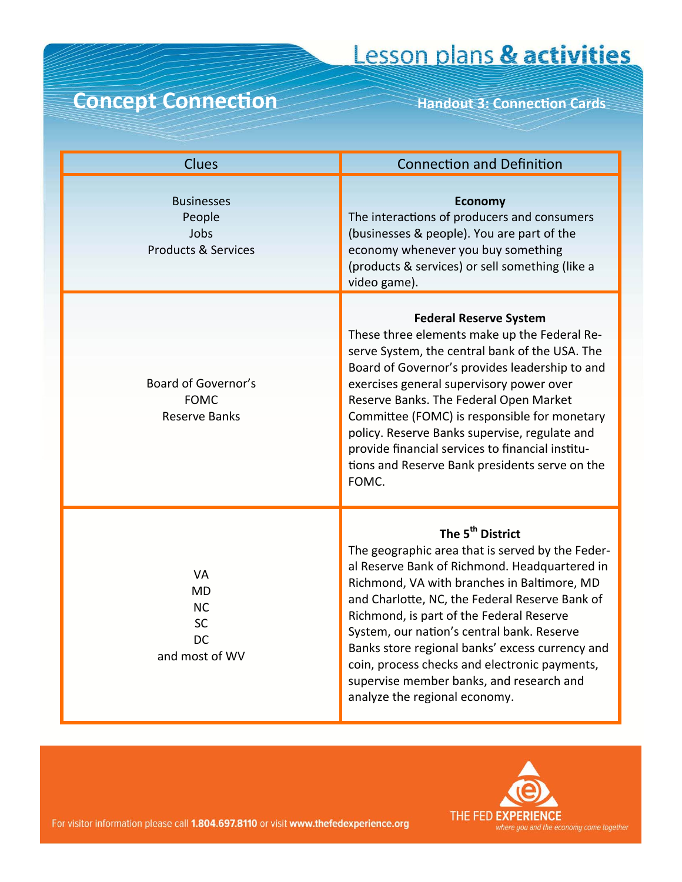# Lesson plans & activities

## Concept Connection

### Handout 3: Connection Cards

| Clues | Connection and Definition |
|---|---|
| Businesses<br>People<br>Jobs<br>Products & Services | **Economy**<br>The interactions of producers and consumers (businesses & people). You are part of the economy whenever you buy something (products & services) or sell something (like a video game). |
| Board of Governor's<br>FOMC<br>Reserve Banks | **Federal Reserve System**<br>These three elements make up the Federal Reserve System, the central bank of the USA. The Board of Governor's provides leadership to and exercises general supervisory power over Reserve Banks. The Federal Open Market Committee (FOMC) is responsible for monetary policy. Reserve Banks supervise, regulate and provide financial services to financial institutions and Reserve Bank presidents serve on the FOMC. |
| VA<br>MD<br>NC<br>SC<br>DC<br>and most of WV | **The 5th District**<br>The geographic area that is served by the Federal Reserve Bank of Richmond. Headquartered in Richmond, VA with branches in Baltimore, MD and Charlotte, NC, the Federal Reserve Bank of Richmond, is part of the Federal Reserve System, our nation's central bank. Reserve Banks store regional banks' excess currency and coin, process checks and electronic payments, supervise member banks, and research and analyze the regional economy. |

For visitor information please call **1.804.697.8110** or visit **www.thefedexperience.org**

THE FED **EXPERIENCE**
*where you and the economy come together*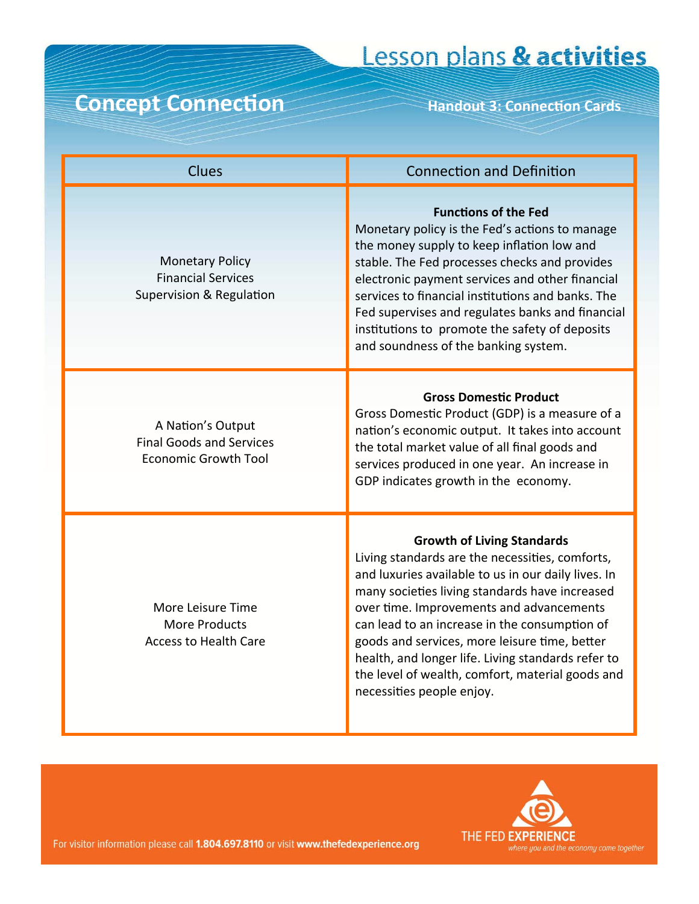# Lesson plans & activities

## Concept Connection

### Handout 3: Connection Cards

| Clues | Connection and Definition |
|---|---|
| Monetary Policy<br>Financial Services<br>Supervision & Regulation | **Functions of the Fed**<br>Monetary policy is the Fed's actions to manage the money supply to keep inflation low and stable. The Fed processes checks and provides electronic payment services and other financial services to financial institutions and banks. The Fed supervises and regulates banks and financial institutions to promote the safety of deposits and soundness of the banking system. |
| A Nation's Output<br>Final Goods and Services<br>Economic Growth Tool | **Gross Domestic Product**<br>Gross Domestic Product (GDP) is a measure of a nation's economic output. It takes into account the total market value of all final goods and services produced in one year. An increase in GDP indicates growth in the economy. |
| More Leisure Time<br>More Products<br>Access to Health Care | **Growth of Living Standards**<br>Living standards are the necessities, comforts, and luxuries available to us in our daily lives. In many societies living standards have increased over time. Improvements and advancements can lead to an increase in the consumption of goods and services, more leisure time, better health, and longer life. Living standards refer to the level of wealth, comfort, material goods and necessities people enjoy. |

For visitor information please call **1.804.697.8110** or visit **www.thefedexperience.org**

THE FED **EXPERIENCE**
*where you and the economy come together*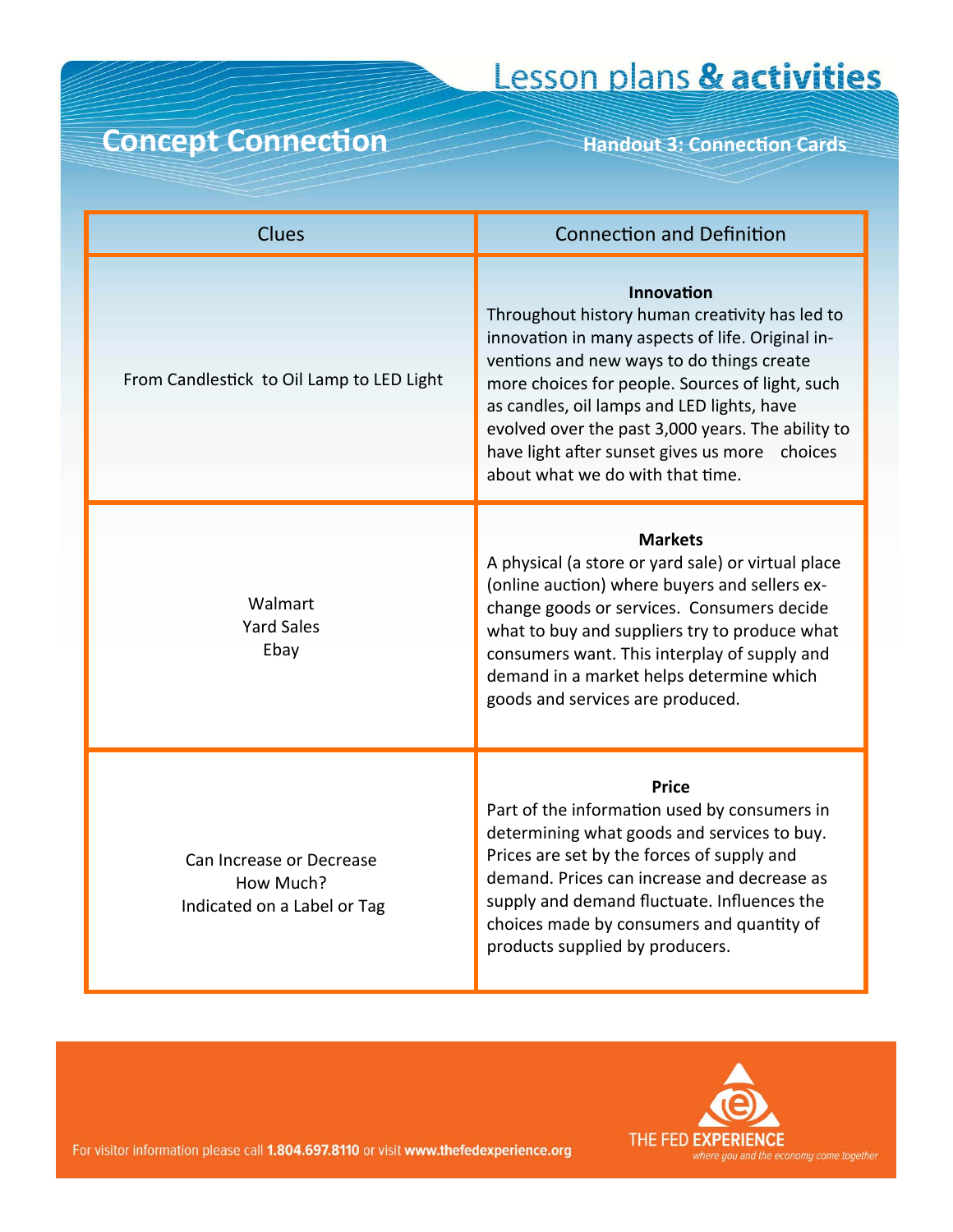# Lesson plans & activities

## Concept Connection

### Handout 3: Connection Cards

| Clues | Connection and Definition |
|---|---|
| From Candlestick to Oil Lamp to LED Light | **Innovation**<br>Throughout history human creativity has led to innovation in many aspects of life. Original inventions and new ways to do things create more choices for people. Sources of light, such as candles, oil lamps and LED lights, have evolved over the past 3,000 years. The ability to have light after sunset gives us more choices about what we do with that time. |
| Walmart<br>Yard Sales<br>Ebay | **Markets**<br>A physical (a store or yard sale) or virtual place (online auction) where buyers and sellers exchange goods or services. Consumers decide what to buy and suppliers try to produce what consumers want. This interplay of supply and demand in a market helps determine which goods and services are produced. |
| Can Increase or Decrease<br>How Much?<br>Indicated on a Label or Tag | **Price**<br>Part of the information used by consumers in determining what goods and services to buy. Prices are set by the forces of supply and demand. Prices can increase and decrease as supply and demand fluctuate. Influences the choices made by consumers and quantity of products supplied by producers. |

For visitor information please call **1.804.697.8110** or visit **www.thefedexperience.org**

THE FED **EXPERIENCE**
*where you and the economy come together*